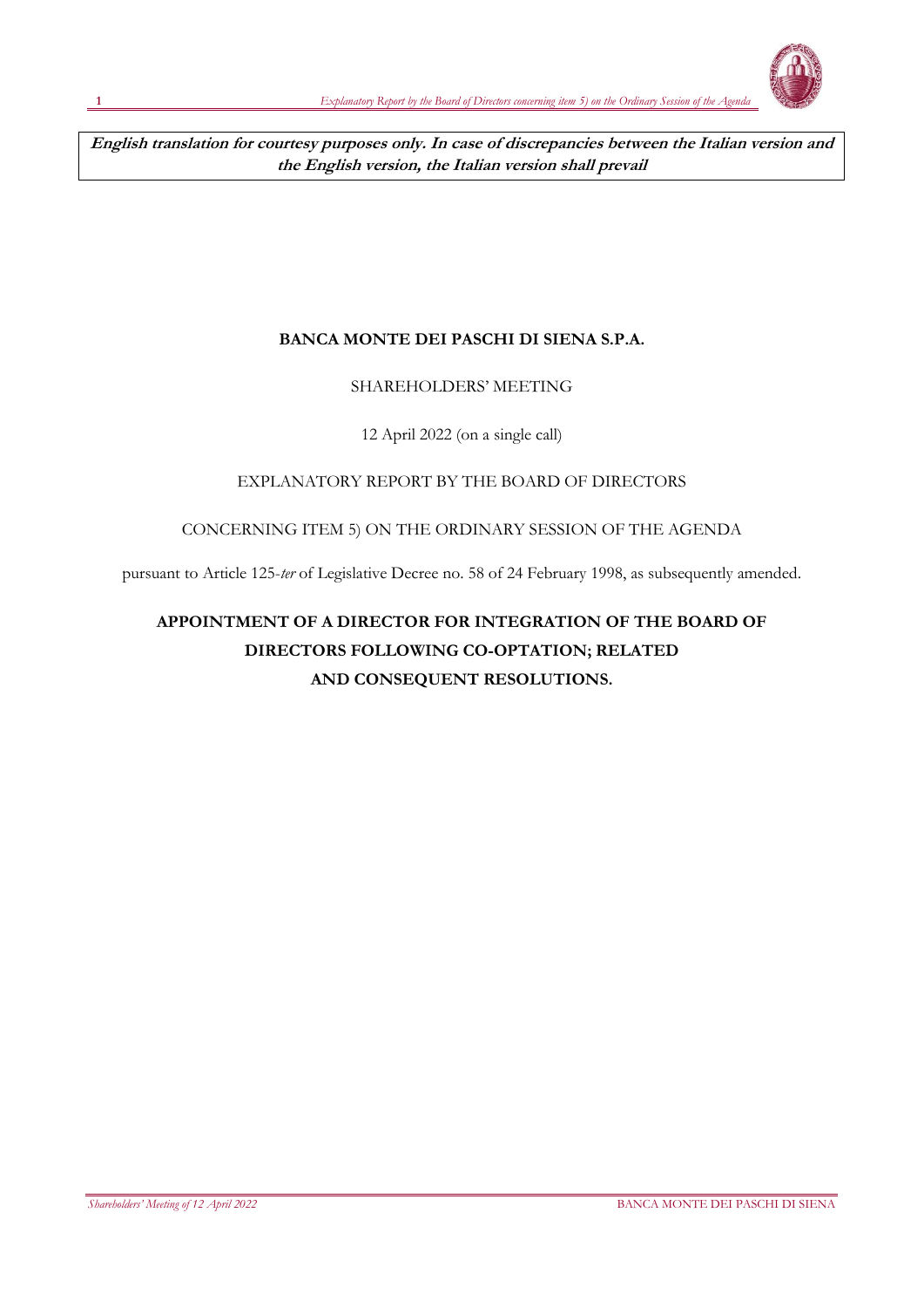**English translation for courtesy purposes only. In case of discrepancies between the Italian version and the English version, the Italian version shall prevail**

**BANCA MONTE DEI PASCHI DI SIENA S.P.A.**

SHAREHOLDERS' MEETING

12 April 2022 (on a single call)

EXPLANATORY REPORT BY THE BOARD OF DIRECTORS

CONCERNING ITEM 5) ON THE ORDINARY SESSION OF THE AGENDA

pursuant to Article 125-*ter* of Legislative Decree no. 58 of 24 February 1998, as subsequently amended.

# APPOINTMENT OF A DIRECTOR FOR INTEGRATION OF THE BOARD OF DIRECTORS FOLLOWING CO-OPTATION; RELATED AND CONSEQUENT RESOLUTIONS.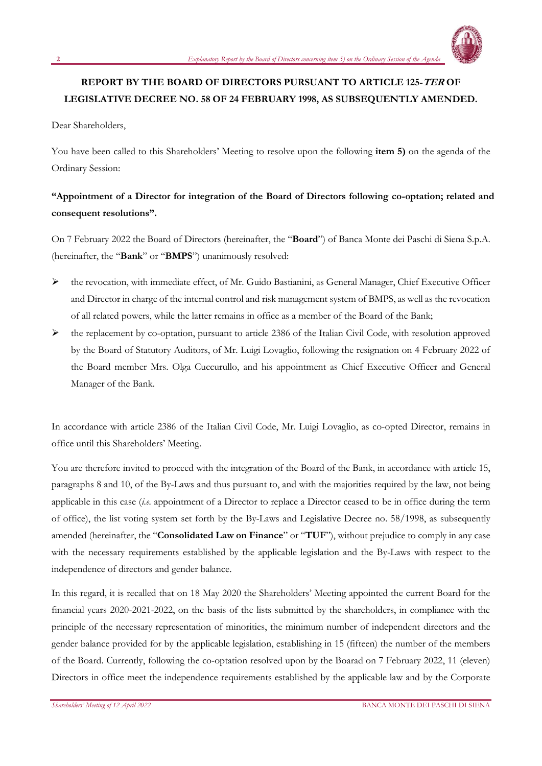**REPORT BY THE BOARD OF DIRECTORS PURSUANT TO ARTICLE 125-*TER* OF LEGISLATIVE DECREE NO. 58 OF 24 FEBRUARY 1998, AS SUBSEQUENTLY AMENDED.**

Dear Shareholders,

You have been called to this Shareholders' Meeting to resolve upon the following **item 5)** on the agenda of the Ordinary Session:

**"Appointment of a Director for integration of the Board of Directors following co-optation; related and consequent resolutions".**

On 7 February 2022 the Board of Directors (hereinafter, the "**Board**") of Banca Monte dei Paschi di Siena S.p.A. (hereinafter, the "**Bank**" or "**BMPS**") unanimously resolved:

- the revocation, with immediate effect, of Mr. Guido Bastianini, as General Manager, Chief Executive Officer and Director in charge of the internal control and risk management system of BMPS, as well as the revocation of all related powers, while the latter remains in office as a member of the Board of the Bank;
- the replacement by co-optation, pursuant to article 2386 of the Italian Civil Code, with resolution approved by the Board of Statutory Auditors, of Mr. Luigi Lovaglio, following the resignation on 4 February 2022 of the Board member Mrs. Olga Cuccurullo, and his appointment as Chief Executive Officer and General Manager of the Bank.

In accordance with article 2386 of the Italian Civil Code, Mr. Luigi Lovaglio, as co-opted Director, remains in office until this Shareholders' Meeting.

You are therefore invited to proceed with the integration of the Board of the Bank, in accordance with article 15, paragraphs 8 and 10, of the By-Laws and thus pursuant to, and with the majorities required by the law, not being applicable in this case (*i.e.* appointment of a Director to replace a Director ceased to be in office during the term of office), the list voting system set forth by the By-Laws and Legislative Decree no. 58/1998, as subsequently amended (hereinafter, the "**Consolidated Law on Finance**" or "**TUF**"), without prejudice to comply in any case with the necessary requirements established by the applicable legislation and the By-Laws with respect to the independence of directors and gender balance.

In this regard, it is recalled that on 18 May 2020 the Shareholders' Meeting appointed the current Board for the financial years 2020-2021-2022, on the basis of the lists submitted by the shareholders, in compliance with the principle of the necessary representation of minorities, the minimum number of independent directors and the gender balance provided for by the applicable legislation, establishing in 15 (fifteen) the number of the members of the Board. Currently, following the co-optation resolved upon by the Boarad on 7 February 2022, 11 (eleven) Directors in office meet the independence requirements established by the applicable law and by the Corporate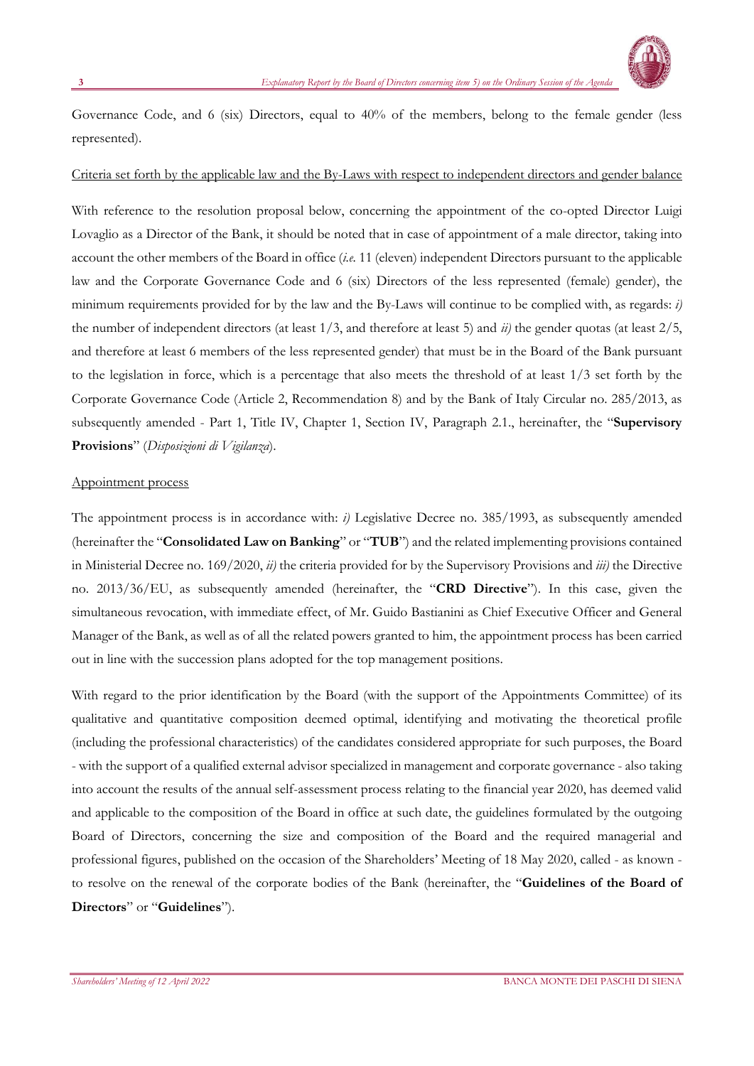Governance Code, and 6 (six) Directors, equal to 40% of the members, belong to the female gender (less represented).

Criteria set forth by the applicable law and the By-Laws with respect to independent directors and gender balance

With reference to the resolution proposal below, concerning the appointment of the co-opted Director Luigi Lovaglio as a Director of the Bank, it should be noted that in case of appointment of a male director, taking into account the other members of the Board in office (*i.e.* 11 (eleven) independent Directors pursuant to the applicable law and the Corporate Governance Code and 6 (six) Directors of the less represented (female) gender), the minimum requirements provided for by the law and the By-Laws will continue to be complied with, as regards: *i)* the number of independent directors (at least 1/3, and therefore at least 5) and *ii)* the gender quotas (at least 2/5, and therefore at least 6 members of the less represented gender) that must be in the Board of the Bank pursuant to the legislation in force, which is a percentage that also meets the threshold of at least 1/3 set forth by the Corporate Governance Code (Article 2, Recommendation 8) and by the Bank of Italy Circular no. 285/2013, as subsequently amended - Part 1, Title IV, Chapter 1, Section IV, Paragraph 2.1., hereinafter, the "**Supervisory Provisions**" (*Disposizioni di Vigilanza*).

Appointment process

The appointment process is in accordance with: *i)* Legislative Decree no. 385/1993, as subsequently amended (hereinafter the "**Consolidated Law on Banking**" or "**TUB**") and the related implementing provisions contained in Ministerial Decree no. 169/2020, *ii)* the criteria provided for by the Supervisory Provisions and *iii)* the Directive no. 2013/36/EU, as subsequently amended (hereinafter, the "**CRD Directive**"). In this case, given the simultaneous revocation, with immediate effect, of Mr. Guido Bastianini as Chief Executive Officer and General Manager of the Bank, as well as of all the related powers granted to him, the appointment process has been carried out in line with the succession plans adopted for the top management positions.

With regard to the prior identification by the Board (with the support of the Appointments Committee) of its qualitative and quantitative composition deemed optimal, identifying and motivating the theoretical profile (including the professional characteristics) of the candidates considered appropriate for such purposes, the Board - with the support of a qualified external advisor specialized in management and corporate governance - also taking into account the results of the annual self-assessment process relating to the financial year 2020, has deemed valid and applicable to the composition of the Board in office at such date, the guidelines formulated by the outgoing Board of Directors, concerning the size and composition of the Board and the required managerial and professional figures, published on the occasion of the Shareholders' Meeting of 18 May 2020, called - as known - to resolve on the renewal of the corporate bodies of the Bank (hereinafter, the "**Guidelines of the Board of Directors**" or "**Guidelines**").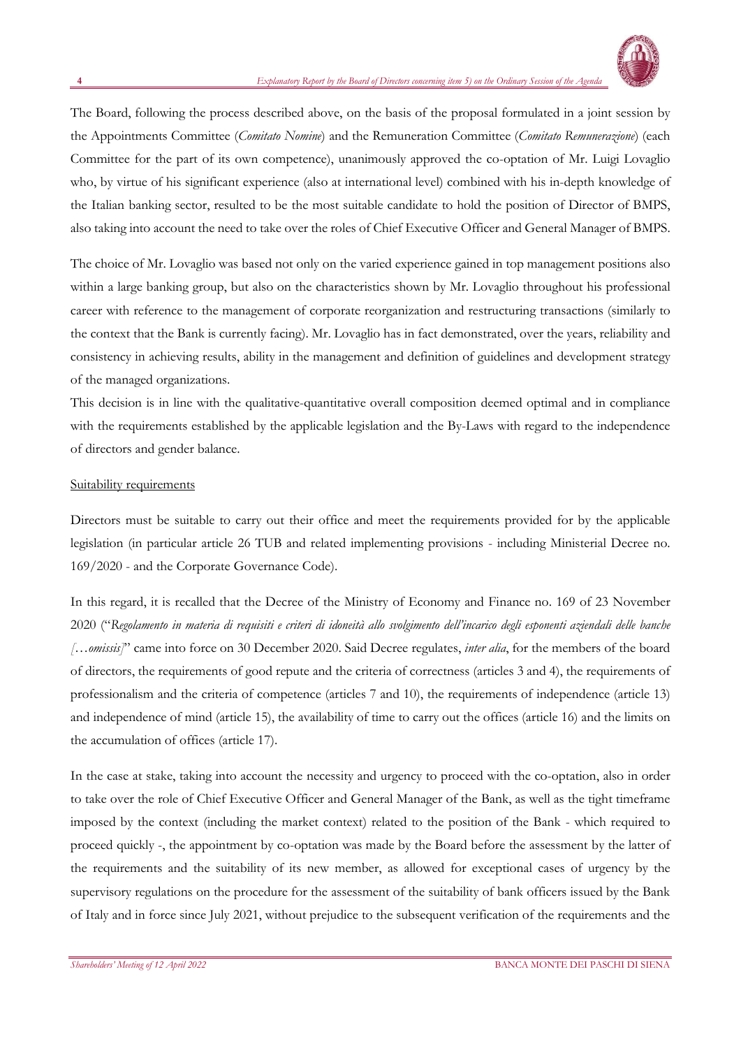The Board, following the process described above, on the basis of the proposal formulated in a joint session by the Appointments Committee (*Comitato Nomine*) and the Remuneration Committee (*Comitato Remunerazione*) (each Committee for the part of its own competence), unanimously approved the co-optation of Mr. Luigi Lovaglio who, by virtue of his significant experience (also at international level) combined with his in-depth knowledge of the Italian banking sector, resulted to be the most suitable candidate to hold the position of Director of BMPS, also taking into account the need to take over the roles of Chief Executive Officer and General Manager of BMPS.

The choice of Mr. Lovaglio was based not only on the varied experience gained in top management positions also within a large banking group, but also on the characteristics shown by Mr. Lovaglio throughout his professional career with reference to the management of corporate reorganization and restructuring transactions (similarly to the context that the Bank is currently facing). Mr. Lovaglio has in fact demonstrated, over the years, reliability and consistency in achieving results, ability in the management and definition of guidelines and development strategy of the managed organizations.

This decision is in line with the qualitative-quantitative overall composition deemed optimal and in compliance with the requirements established by the applicable legislation and the By-Laws with regard to the independence of directors and gender balance.

<u>Suitability requirements</u>

Directors must be suitable to carry out their office and meet the requirements provided for by the applicable legislation (in particular article 26 TUB and related implementing provisions - including Ministerial Decree no. 169/2020 - and the Corporate Governance Code).

In this regard, it is recalled that the Decree of the Ministry of Economy and Finance no. 169 of 23 November 2020 ("*Regolamento in materia di requisiti e criteri di idoneità allo svolgimento dell'incarico degli esponenti aziendali delle banche […omissis]*" came into force on 30 December 2020. Said Decree regulates, *inter alia*, for the members of the board of directors, the requirements of good repute and the criteria of correctness (articles 3 and 4), the requirements of professionalism and the criteria of competence (articles 7 and 10), the requirements of independence (article 13) and independence of mind (article 15), the availability of time to carry out the offices (article 16) and the limits on the accumulation of offices (article 17).

In the case at stake, taking into account the necessity and urgency to proceed with the co-optation, also in order to take over the role of Chief Executive Officer and General Manager of the Bank, as well as the tight timeframe imposed by the context (including the market context) related to the position of the Bank - which required to proceed quickly -, the appointment by co-optation was made by the Board before the assessment by the latter of the requirements and the suitability of its new member, as allowed for exceptional cases of urgency by the supervisory regulations on the procedure for the assessment of the suitability of bank officers issued by the Bank of Italy and in force since July 2021, without prejudice to the subsequent verification of the requirements and the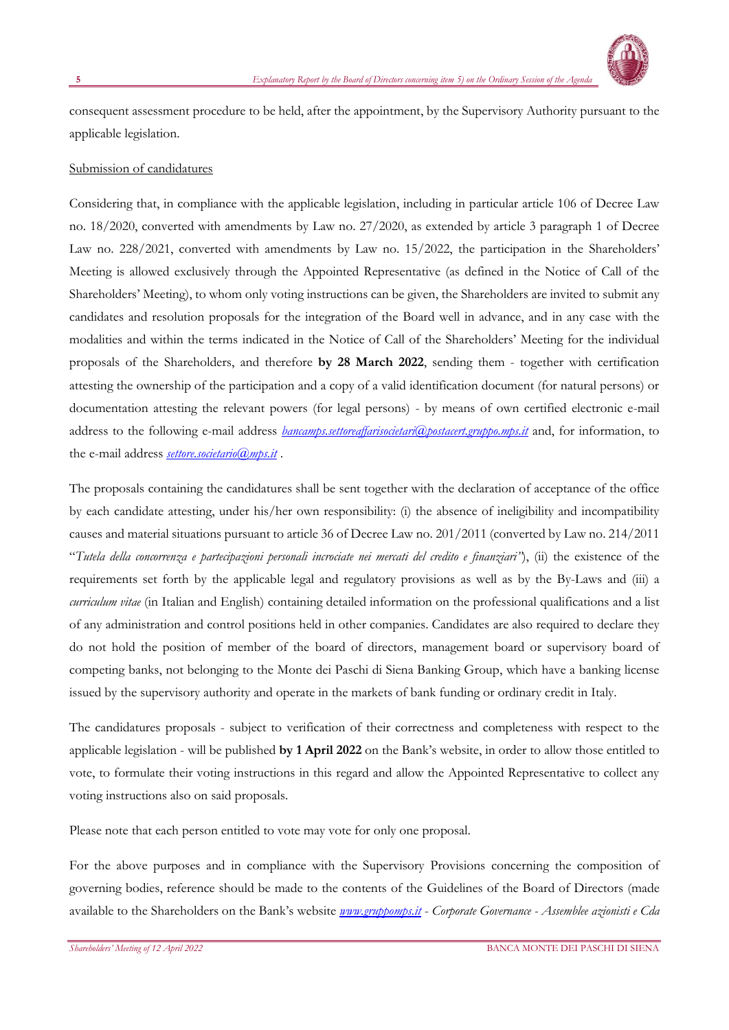consequent assessment procedure to be held, after the appointment, by the Supervisory Authority pursuant to the applicable legislation.

Submission of candidatures

Considering that, in compliance with the applicable legislation, including in particular article 106 of Decree Law no. 18/2020, converted with amendments by Law no. 27/2020, as extended by article 3 paragraph 1 of Decree Law no. 228/2021, converted with amendments by Law no. 15/2022, the participation in the Shareholders' Meeting is allowed exclusively through the Appointed Representative (as defined in the Notice of Call of the Shareholders' Meeting), to whom only voting instructions can be given, the Shareholders are invited to submit any candidates and resolution proposals for the integration of the Board well in advance, and in any case with the modalities and within the terms indicated in the Notice of Call of the Shareholders' Meeting for the individual proposals of the Shareholders, and therefore **by 28 March 2022**, sending them - together with certification attesting the ownership of the participation and a copy of a valid identification document (for natural persons) or documentation attesting the relevant powers (for legal persons) - by means of own certified electronic e-mail address to the following e-mail address *bancamps.settoreaffarisocietari@postacert.gruppo.mps.it* and, for information, to the e-mail address *settore.societario@mps.it* .

The proposals containing the candidatures shall be sent together with the declaration of acceptance of the office by each candidate attesting, under his/her own responsibility: (i) the absence of ineligibility and incompatibility causes and material situations pursuant to article 36 of Decree Law no. 201/2011 (converted by Law no. 214/2011 "*Tutela della concorrenza e partecipazioni personali incrociate nei mercati del credito e finanziari"*), (ii) the existence of the requirements set forth by the applicable legal and regulatory provisions as well as by the By-Laws and (iii) a *curriculum vitae* (in Italian and English) containing detailed information on the professional qualifications and a list of any administration and control positions held in other companies. Candidates are also required to declare they do not hold the position of member of the board of directors, management board or supervisory board of competing banks, not belonging to the Monte dei Paschi di Siena Banking Group, which have a banking license issued by the supervisory authority and operate in the markets of bank funding or ordinary credit in Italy.

The candidatures proposals - subject to verification of their correctness and completeness with respect to the applicable legislation - will be published **by 1 April 2022** on the Bank's website, in order to allow those entitled to vote, to formulate their voting instructions in this regard and allow the Appointed Representative to collect any voting instructions also on said proposals.

Please note that each person entitled to vote may vote for only one proposal.

For the above purposes and in compliance with the Supervisory Provisions concerning the composition of governing bodies, reference should be made to the contents of the Guidelines of the Board of Directors (made available to the Shareholders on the Bank's website *www.gruppomps.it* - *Corporate Governance - Assemblee azionisti e Cda*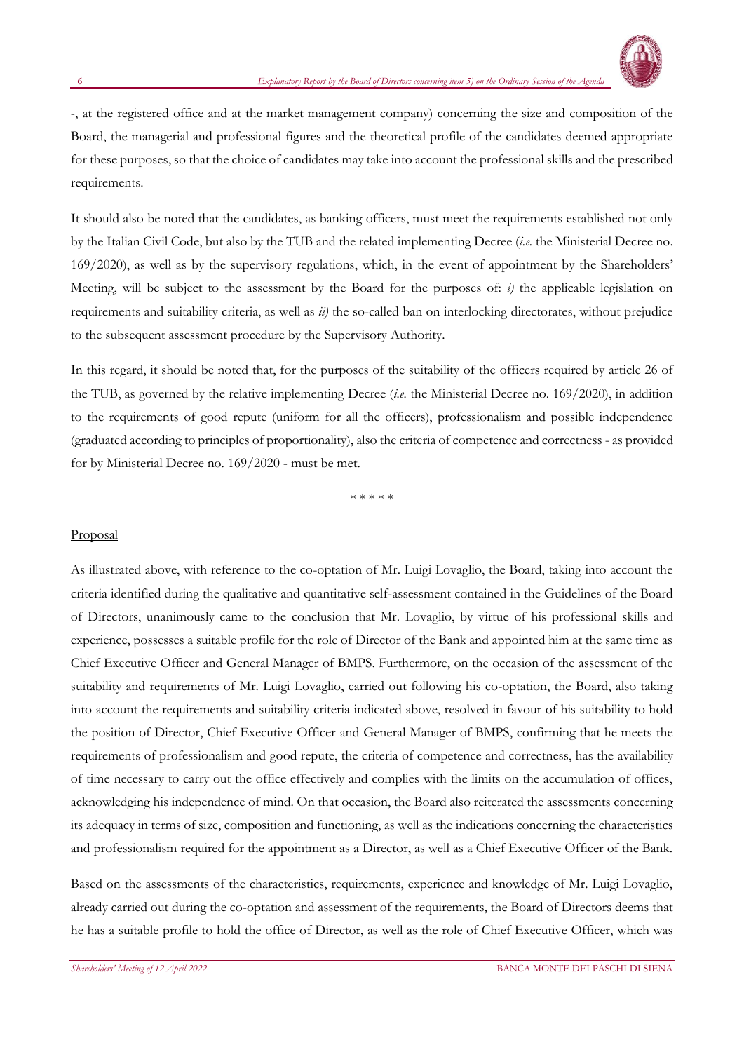-, at the registered office and at the market management company) concerning the size and composition of the Board, the managerial and professional figures and the theoretical profile of the candidates deemed appropriate for these purposes, so that the choice of candidates may take into account the professional skills and the prescribed requirements.

It should also be noted that the candidates, as banking officers, must meet the requirements established not only by the Italian Civil Code, but also by the TUB and the related implementing Decree (*i.e.* the Ministerial Decree no. 169/2020), as well as by the supervisory regulations, which, in the event of appointment by the Shareholders' Meeting, will be subject to the assessment by the Board for the purposes of: *i)* the applicable legislation on requirements and suitability criteria, as well as *ii)* the so-called ban on interlocking directorates, without prejudice to the subsequent assessment procedure by the Supervisory Authority.

In this regard, it should be noted that, for the purposes of the suitability of the officers required by article 26 of the TUB, as governed by the relative implementing Decree (*i.e.* the Ministerial Decree no. 169/2020), in addition to the requirements of good repute (uniform for all the officers), professionalism and possible independence (graduated according to principles of proportionality), also the criteria of competence and correctness - as provided for by Ministerial Decree no. 169/2020 - must be met.

\* \* \* \* \*

<u>Proposal</u>

As illustrated above, with reference to the co-optation of Mr. Luigi Lovaglio, the Board, taking into account the criteria identified during the qualitative and quantitative self-assessment contained in the Guidelines of the Board of Directors, unanimously came to the conclusion that Mr. Lovaglio, by virtue of his professional skills and experience, possesses a suitable profile for the role of Director of the Bank and appointed him at the same time as Chief Executive Officer and General Manager of BMPS. Furthermore, on the occasion of the assessment of the suitability and requirements of Mr. Luigi Lovaglio, carried out following his co-optation, the Board, also taking into account the requirements and suitability criteria indicated above, resolved in favour of his suitability to hold the position of Director, Chief Executive Officer and General Manager of BMPS, confirming that he meets the requirements of professionalism and good repute, the criteria of competence and correctness, has the availability of time necessary to carry out the office effectively and complies with the limits on the accumulation of offices, acknowledging his independence of mind. On that occasion, the Board also reiterated the assessments concerning its adequacy in terms of size, composition and functioning, as well as the indications concerning the characteristics and professionalism required for the appointment as a Director, as well as a Chief Executive Officer of the Bank.

Based on the assessments of the characteristics, requirements, experience and knowledge of Mr. Luigi Lovaglio, already carried out during the co-optation and assessment of the requirements, the Board of Directors deems that he has a suitable profile to hold the office of Director, as well as the role of Chief Executive Officer, which was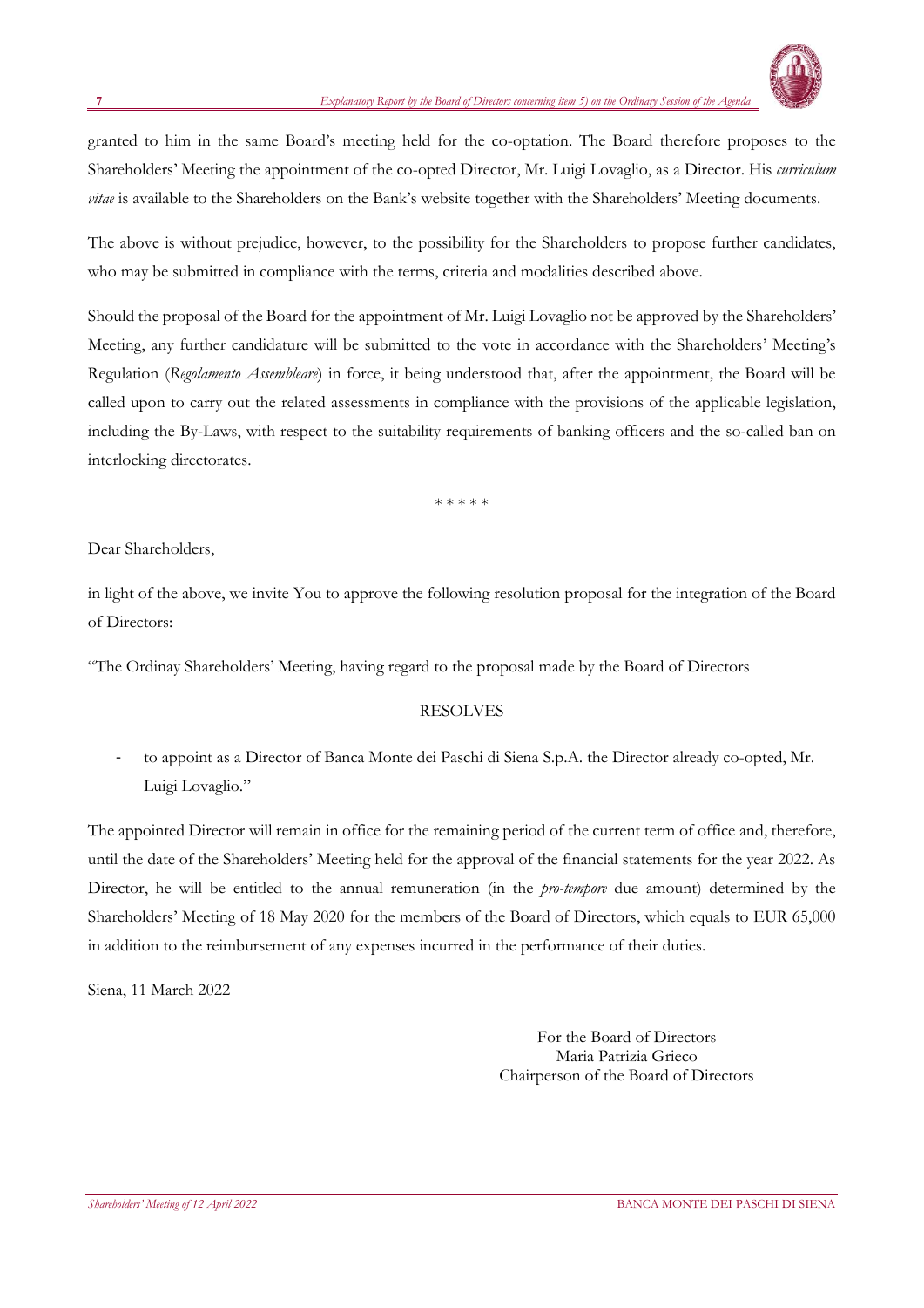granted to him in the same Board's meeting held for the co-optation. The Board therefore proposes to the Shareholders' Meeting the appointment of the co-opted Director, Mr. Luigi Lovaglio, as a Director. His *curriculum vitae* is available to the Shareholders on the Bank's website together with the Shareholders' Meeting documents.

The above is without prejudice, however, to the possibility for the Shareholders to propose further candidates, who may be submitted in compliance with the terms, criteria and modalities described above.

Should the proposal of the Board for the appointment of Mr. Luigi Lovaglio not be approved by the Shareholders' Meeting, any further candidature will be submitted to the vote in accordance with the Shareholders' Meeting's Regulation (*Regolamento Assembleare*) in force, it being understood that, after the appointment, the Board will be called upon to carry out the related assessments in compliance with the provisions of the applicable legislation, including the By-Laws, with respect to the suitability requirements of banking officers and the so-called ban on interlocking directorates.

\* \* \* \* \*

Dear Shareholders,

in light of the above, we invite You to approve the following resolution proposal for the integration of the Board of Directors:

"The Ordinay Shareholders' Meeting, having regard to the proposal made by the Board of Directors

RESOLVES

- to appoint as a Director of Banca Monte dei Paschi di Siena S.p.A. the Director already co-opted, Mr. Luigi Lovaglio."

The appointed Director will remain in office for the remaining period of the current term of office and, therefore, until the date of the Shareholders' Meeting held for the approval of the financial statements for the year 2022. As Director, he will be entitled to the annual remuneration (in the *pro-tempore* due amount) determined by the Shareholders' Meeting of 18 May 2020 for the members of the Board of Directors, which equals to EUR 65,000 in addition to the reimbursement of any expenses incurred in the performance of their duties.

Siena, 11 March 2022

For the Board of Directors
Maria Patrizia Grieco
Chairperson of the Board of Directors